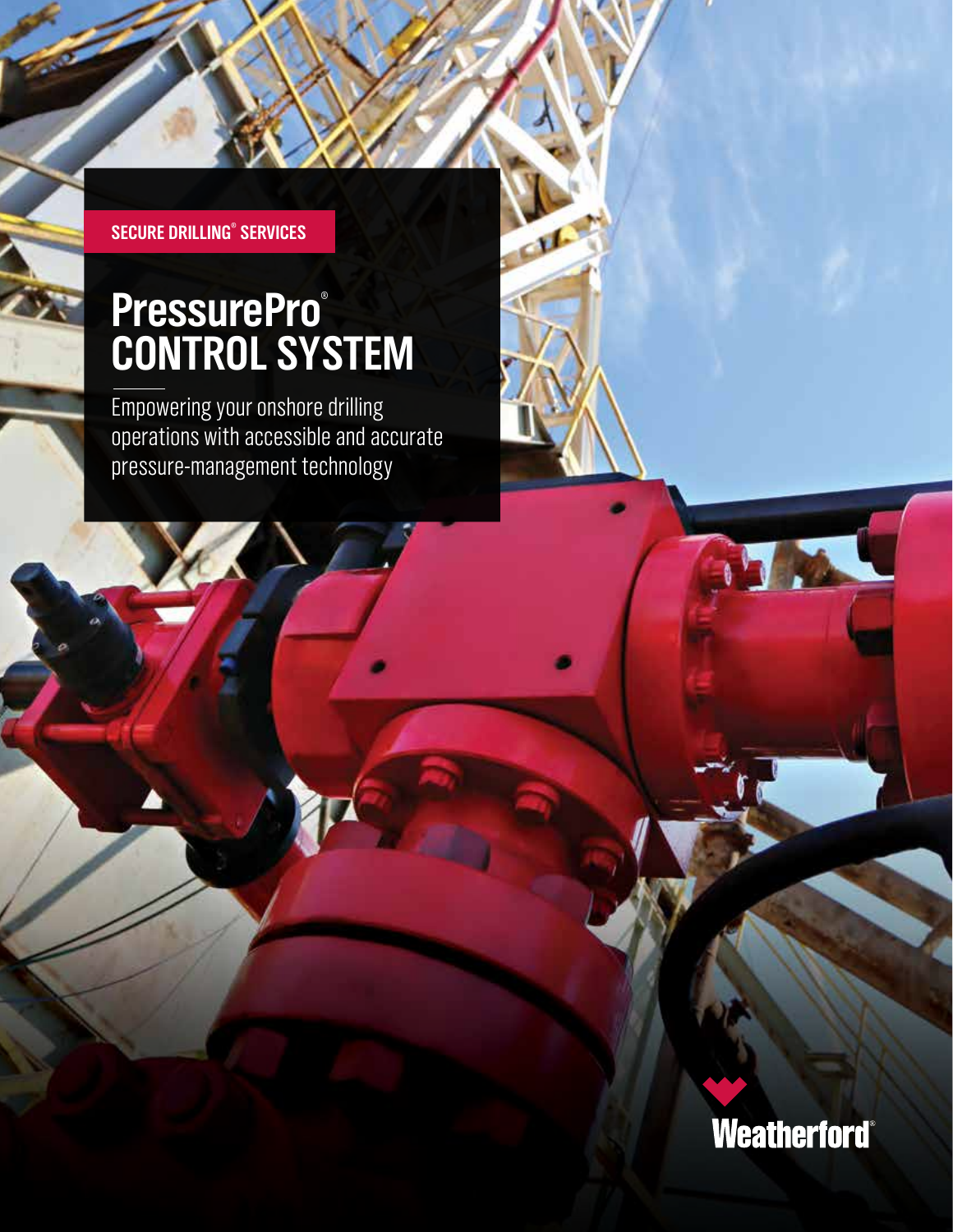SECURE DRILLING® SERVICES

# PressurePro® CONTROL SYSTEM

Empowering your onshore drilling operations with accessible and accurate pressure-management technology

Weatherford®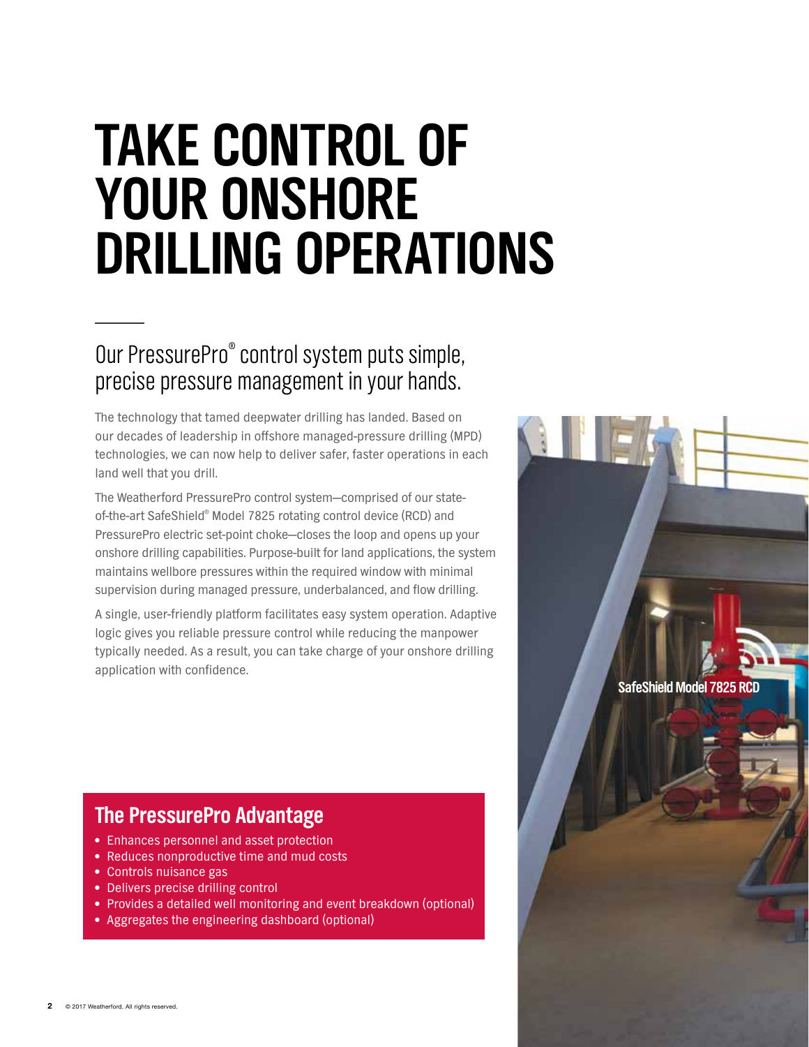# TAKE CONTROL OF YOUR ONSHORE DRILLING OPERATIONS

## Our PressurePro® control system puts simple, precise pressure management in your hands.

The technology that tamed deepwater drilling has landed. Based on our decades of leadership in offshore managed-pressure drilling (MPD) technologies, we can now help to deliver safer, faster operations in each land well that you drill.

The Weatherford PressurePro control system—comprised of our state-of-the-art SafeShield® Model 7825 rotating control device (RCD) and PressurePro electric set-point choke—closes the loop and opens up your onshore drilling capabilities. Purpose-built for land applications, the system maintains wellbore pressures within the required window with minimal supervision during managed pressure, underbalanced, and flow drilling.

A single, user-friendly platform facilitates easy system operation. Adaptive logic gives you reliable pressure control while reducing the manpower typically needed. As a result, you can take charge of your onshore drilling application with confidence.

SafeShield Model 7825 RCD

### The PressurePro Advantage

- Enhances personnel and asset protection
- Reduces nonproductive time and mud costs
- Controls nuisance gas
- Delivers precise drilling control
- Provides a detailed well monitoring and event breakdown (optional)
- Aggregates the engineering dashboard (optional)

© 2017 Weatherford. All rights reserved.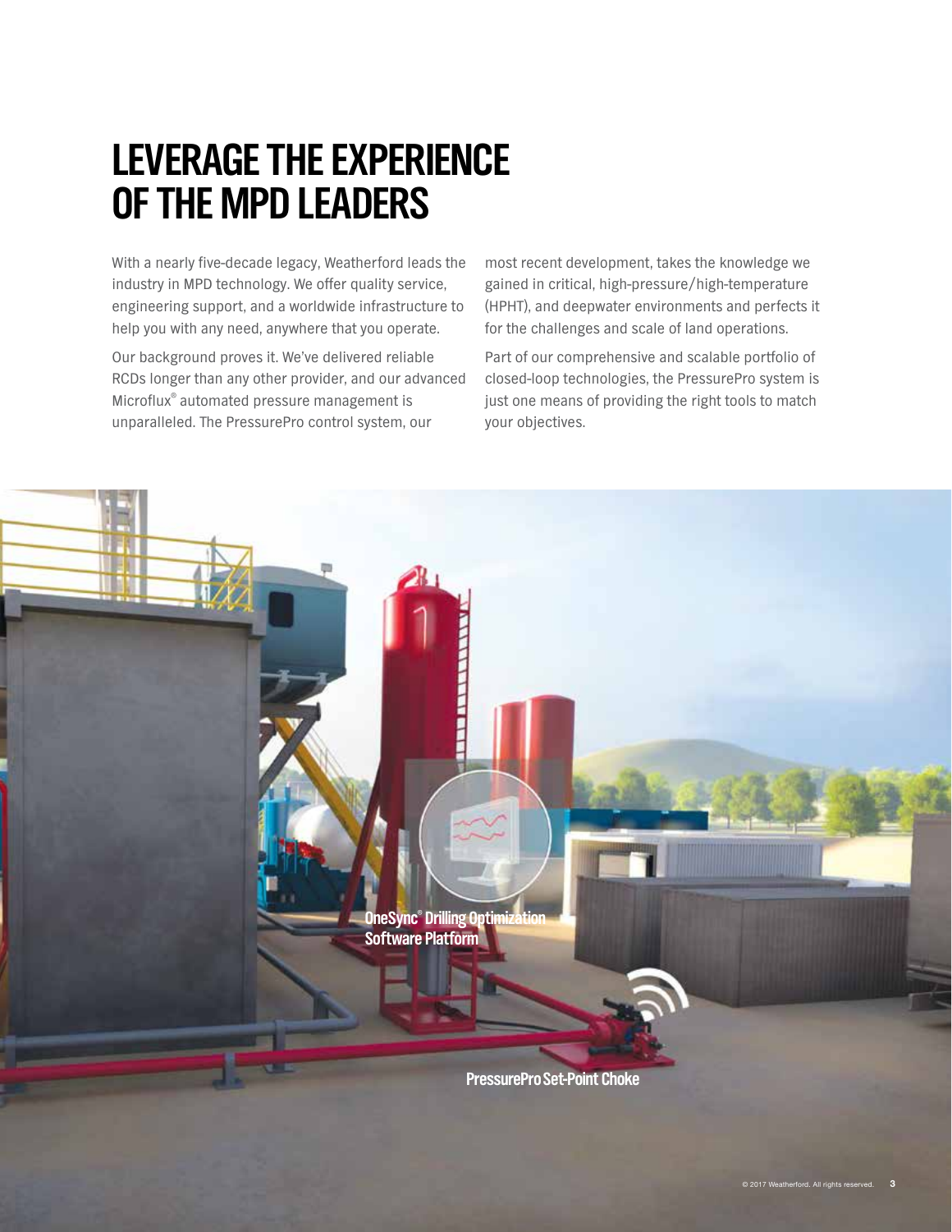# LEVERAGE THE EXPERIENCE OF THE MPD LEADERS

With a nearly five-decade legacy, Weatherford leads the industry in MPD technology. We offer quality service, engineering support, and a worldwide infrastructure to help you with any need, anywhere that you operate.

Our background proves it. We've delivered reliable RCDs longer than any other provider, and our advanced Microflux® automated pressure management is unparalleled. The PressurePro control system, our most recent development, takes the knowledge we gained in critical, high-pressure/high-temperature (HPHT), and deepwater environments and perfects it for the challenges and scale of land operations.

Part of our comprehensive and scalable portfolio of closed-loop technologies, the PressurePro system is just one means of providing the right tools to match your objectives.

OneSync® Drilling Optimization Software Platform

PressurePro Set-Point Choke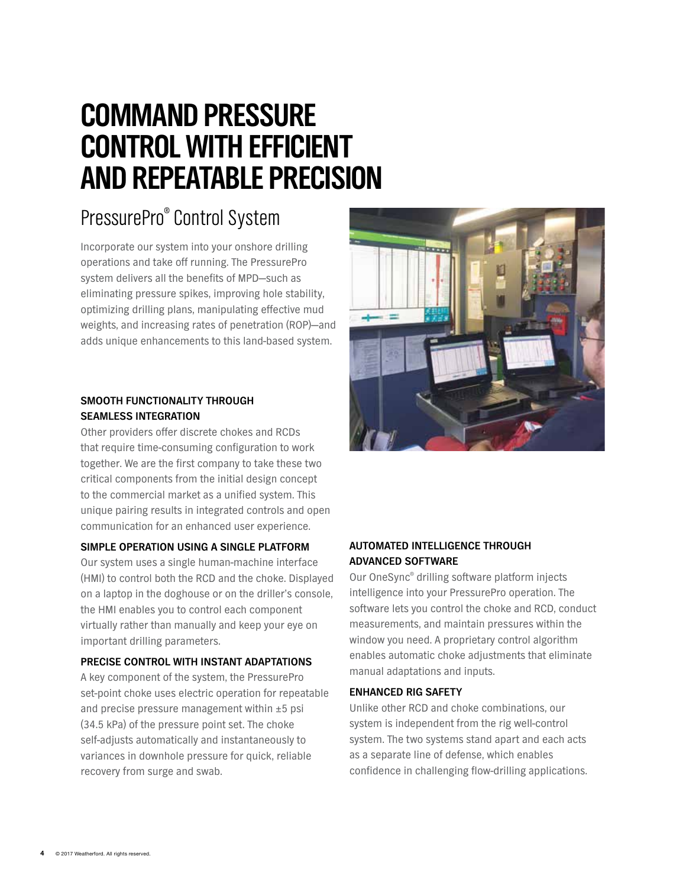# COMMAND PRESSURE CONTROL WITH EFFICIENT AND REPEATABLE PRECISION

## PressurePro® Control System

Incorporate our system into your onshore drilling operations and take off running. The PressurePro system delivers all the benefits of MPD—such as eliminating pressure spikes, improving hole stability, optimizing drilling plans, manipulating effective mud weights, and increasing rates of penetration (ROP)—and adds unique enhancements to this land-based system.

### SMOOTH FUNCTIONALITY THROUGH SEAMLESS INTEGRATION

Other providers offer discrete chokes and RCDs that require time-consuming configuration to work together. We are the first company to take these two critical components from the initial design concept to the commercial market as a unified system. This unique pairing results in integrated controls and open communication for an enhanced user experience.

### SIMPLE OPERATION USING A SINGLE PLATFORM

Our system uses a single human-machine interface (HMI) to control both the RCD and the choke. Displayed on a laptop in the doghouse or on the driller's console, the HMI enables you to control each component virtually rather than manually and keep your eye on important drilling parameters.

### PRECISE CONTROL WITH INSTANT ADAPTATIONS

A key component of the system, the PressurePro set-point choke uses electric operation for repeatable and precise pressure management within ±5 psi (34.5 kPa) of the pressure point set. The choke self-adjusts automatically and instantaneously to variances in downhole pressure for quick, reliable recovery from surge and swab.

### AUTOMATED INTELLIGENCE THROUGH ADVANCED SOFTWARE

Our OneSync® drilling software platform injects intelligence into your PressurePro operation. The software lets you control the choke and RCD, conduct measurements, and maintain pressures within the window you need. A proprietary control algorithm enables automatic choke adjustments that eliminate manual adaptations and inputs.

### ENHANCED RIG SAFETY

Unlike other RCD and choke combinations, our system is independent from the rig well-control system. The two systems stand apart and each acts as a separate line of defense, which enables confidence in challenging flow-drilling applications.

© 2017 Weatherford. All rights reserved.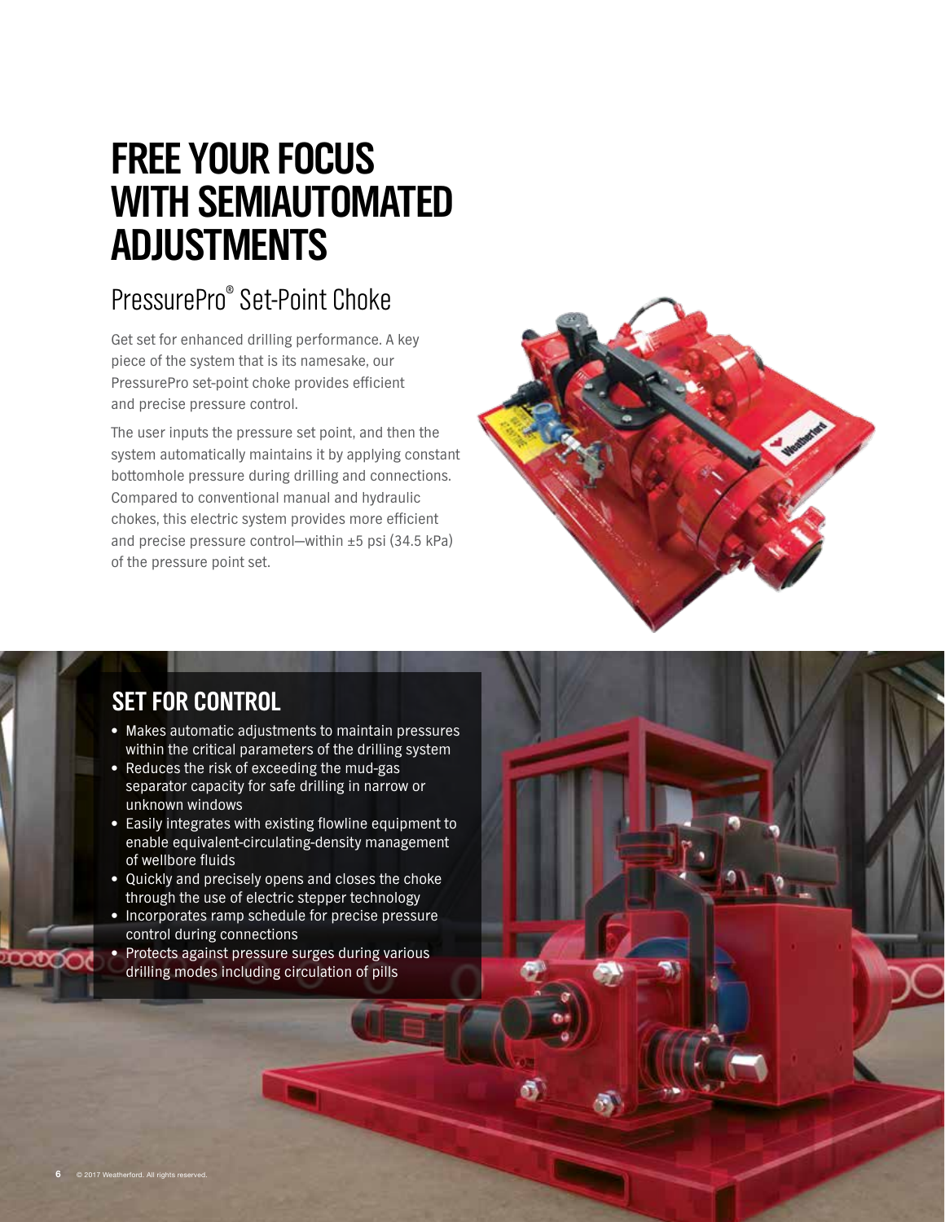# FREE YOUR FOCUS WITH SEMIAUTOMATED ADJUSTMENTS

## PressurePro® Set-Point Choke

Get set for enhanced drilling performance. A key piece of the system that is its namesake, our PressurePro set-point choke provides efficient and precise pressure control.

The user inputs the pressure set point, and then the system automatically maintains it by applying constant bottomhole pressure during drilling and connections. Compared to conventional manual and hydraulic chokes, this electric system provides more efficient and precise pressure control—within ±5 psi (34.5 kPa) of the pressure point set.

### SET FOR CONTROL

- Makes automatic adjustments to maintain pressures within the critical parameters of the drilling system
- Reduces the risk of exceeding the mud-gas separator capacity for safe drilling in narrow or unknown windows
- Easily integrates with existing flowline equipment to enable equivalent-circulating-density management of wellbore fluids
- Quickly and precisely opens and closes the choke through the use of electric stepper technology
- Incorporates ramp schedule for precise pressure control during connections
- Protects against pressure surges during various drilling modes including circulation of pills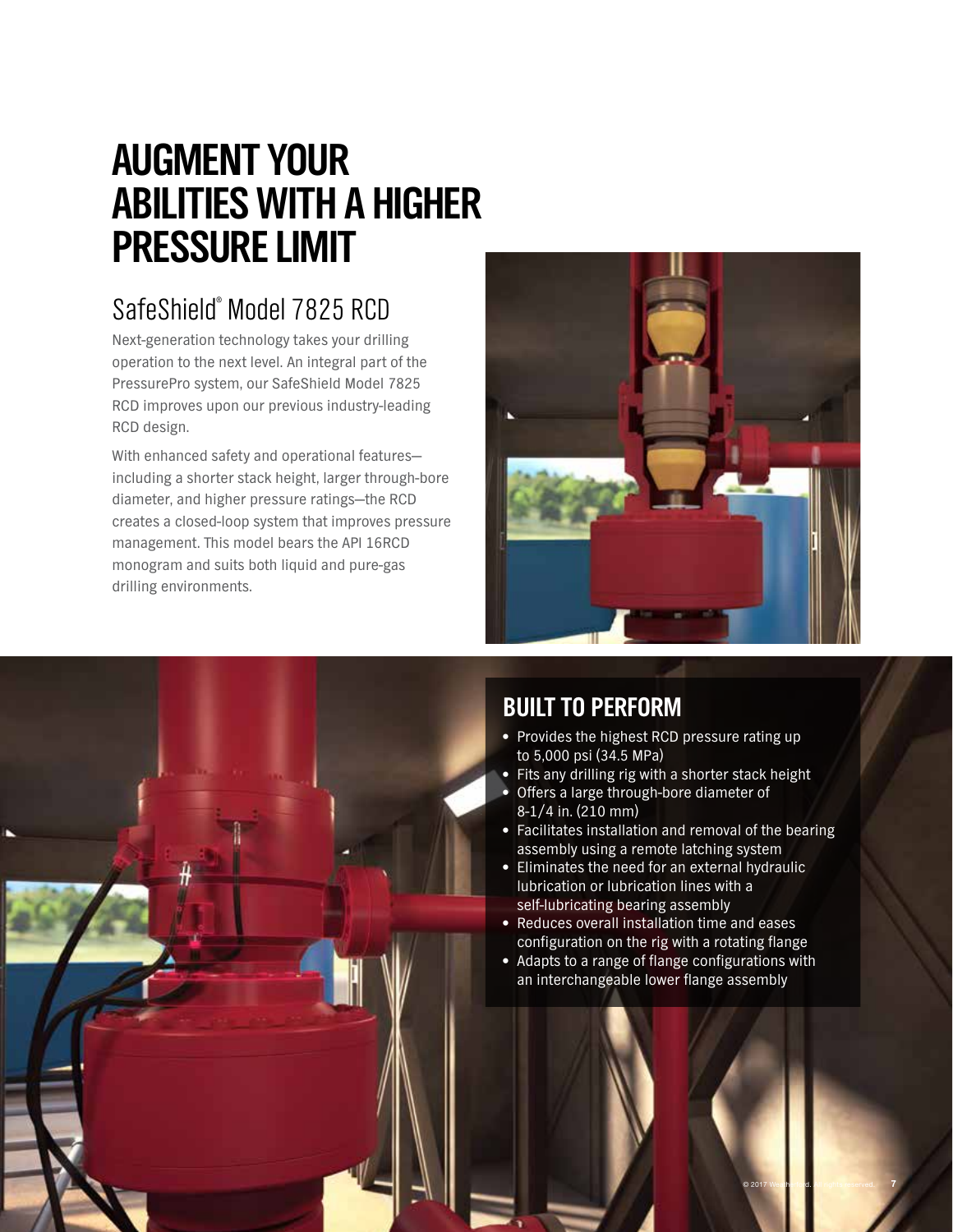# AUGMENT YOUR ABILITIES WITH A HIGHER PRESSURE LIMIT

## SafeShield® Model 7825 RCD

Next-generation technology takes your drilling operation to the next level. An integral part of the PressurePro system, our SafeShield Model 7825 RCD improves upon our previous industry-leading RCD design.

With enhanced safety and operational features—including a shorter stack height, larger through-bore diameter, and higher pressure ratings—the RCD creates a closed-loop system that improves pressure management. This model bears the API 16RCD monogram and suits both liquid and pure-gas drilling environments.

## BUILT TO PERFORM

- Provides the highest RCD pressure rating up to 5,000 psi (34.5 MPa)
- Fits any drilling rig with a shorter stack height
- Offers a large through-bore diameter of 8-1/4 in. (210 mm)
- Facilitates installation and removal of the bearing assembly using a remote latching system
- Eliminates the need for an external hydraulic lubrication or lubrication lines with a self-lubricating bearing assembly
- Reduces overall installation time and eases configuration on the rig with a rotating flange
- Adapts to a range of flange configurations with an interchangeable lower flange assembly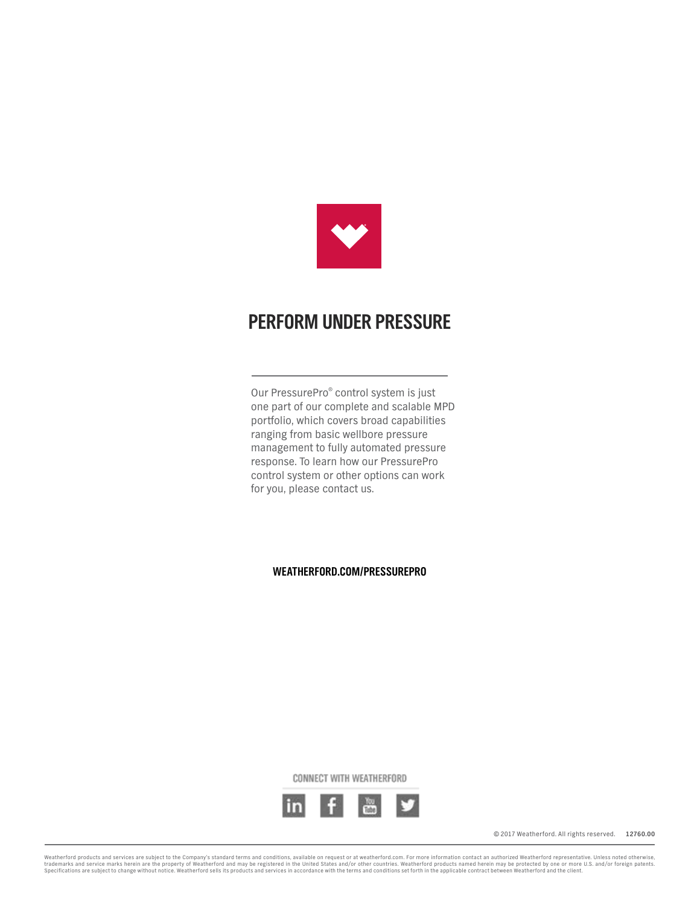# PERFORM UNDER PRESSURE

Our PressurePro® control system is just one part of our complete and scalable MPD portfolio, which covers broad capabilities ranging from basic wellbore pressure management to fully automated pressure response. To learn how our PressurePro control system or other options can work for you, please contact us.

**WEATHERFORD.COM/PRESSUREPRO**

CONNECT WITH WEATHERFORD

© 2017 Weatherford. All rights reserved. **12760.00**

Weatherford products and services are subject to the Company's standard terms and conditions, available on request or at weatherford.com. For more information contact an authorized Weatherford representative. Unless noted otherwise, trademarks and service marks herein are the property of Weatherford and may be registered in the United States and/or other countries. Weatherford products named herein may be protected by one or more U.S. and/or foreign patents. Specifications are subject to change without notice. Weatherford sells its products and services in accordance with the terms and conditions set forth in the applicable contract between Weatherford and the client.